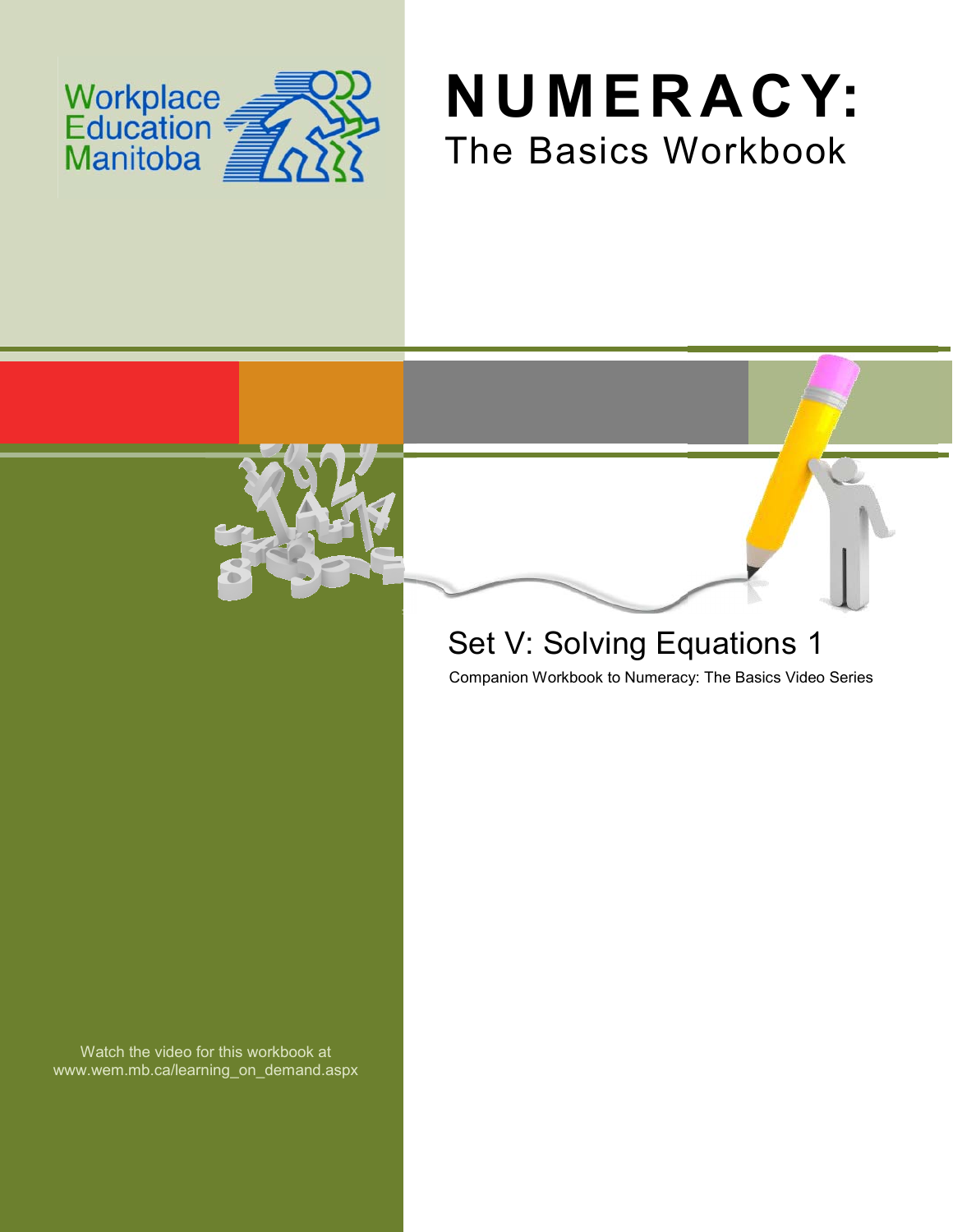Workplace Education Manitoba

# NUMERACY:

## The Basics Workbook

## Set V: Solving Equations 1

Companion Workbook to Numeracy: The Basics Video Series

Watch the video for this workbook at www.wem.mb.ca/learning_on_demand.aspx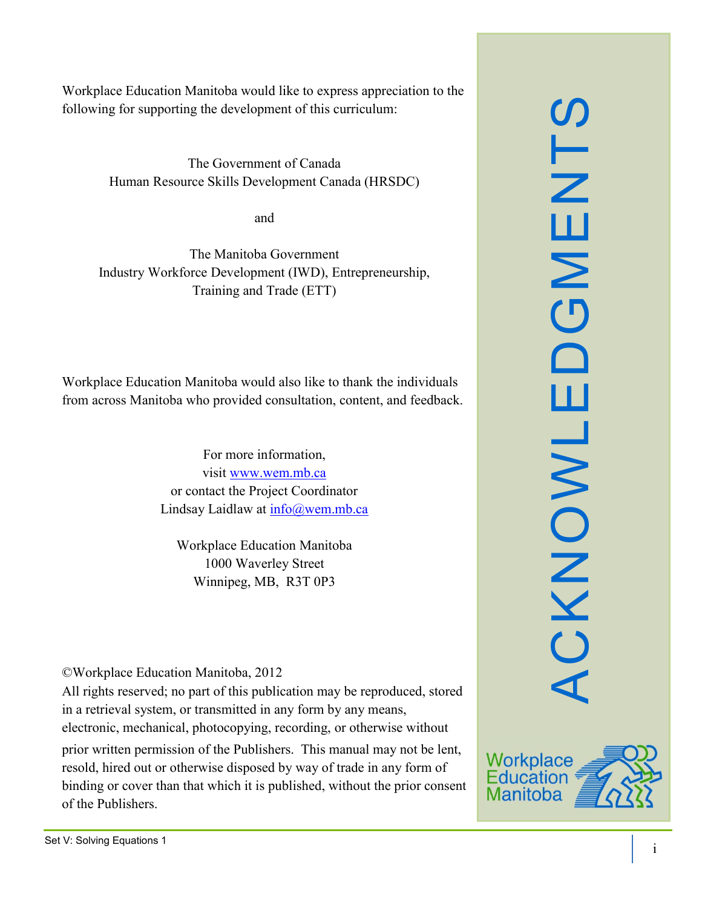# ACKNOWLEDGMENTS

Workplace Education Manitoba would like to express appreciation to the following for supporting the development of this curriculum:

The Government of Canada
Human Resource Skills Development Canada (HRSDC)

and

The Manitoba Government
Industry Workforce Development (IWD), Entrepreneurship, Training and Trade (ETT)

Workplace Education Manitoba would also like to thank the individuals from across Manitoba who provided consultation, content, and feedback.

For more information,
visit [www.wem.mb.ca](http://www.wem.mb.ca)
or contact the Project Coordinator
Lindsay Laidlaw at [info@wem.mb.ca](mailto:info@wem.mb.ca)

Workplace Education Manitoba
1000 Waverley Street
Winnipeg, MB, R3T 0P3

©Workplace Education Manitoba, 2012
All rights reserved; no part of this publication may be reproduced, stored in a retrieval system, or transmitted in any form by any means, electronic, mechanical, photocopying, recording, or otherwise without prior written permission of the Publishers. This manual may not be lent, resold, hired out or otherwise disposed by way of trade in any form of binding or cover than that which it is published, without the prior consent of the Publishers.

Workplace Education Manitoba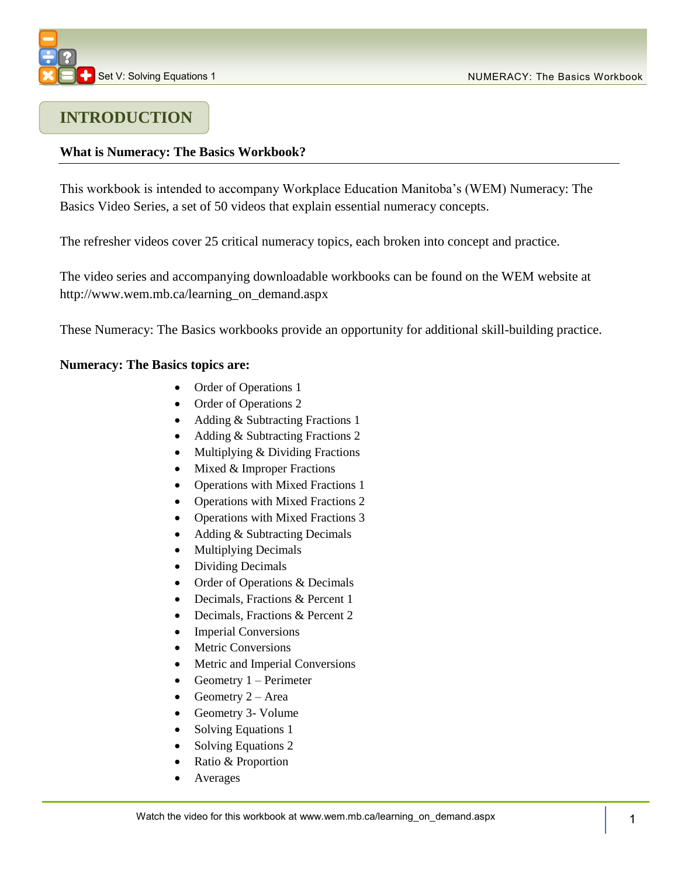# INTRODUCTION

**What is Numeracy: The Basics Workbook?**

This workbook is intended to accompany Workplace Education Manitoba's (WEM) Numeracy: The Basics Video Series, a set of 50 videos that explain essential numeracy concepts.

The refresher videos cover 25 critical numeracy topics, each broken into concept and practice.

The video series and accompanying downloadable workbooks can be found on the WEM website at http://www.wem.mb.ca/learning_on_demand.aspx

These Numeracy: The Basics workbooks provide an opportunity for additional skill-building practice.

**Numeracy: The Basics topics are:**

- Order of Operations 1
- Order of Operations 2
- Adding & Subtracting Fractions 1
- Adding & Subtracting Fractions 2
- Multiplying & Dividing Fractions
- Mixed & Improper Fractions
- Operations with Mixed Fractions 1
- Operations with Mixed Fractions 2
- Operations with Mixed Fractions 3
- Adding & Subtracting Decimals
- Multiplying Decimals
- Dividing Decimals
- Order of Operations & Decimals
- Decimals, Fractions & Percent 1
- Decimals, Fractions & Percent 2
- Imperial Conversions
- Metric Conversions
- Metric and Imperial Conversions
- Geometry 1 – Perimeter
- Geometry 2 – Area
- Geometry 3- Volume
- Solving Equations 1
- Solving Equations 2
- Ratio & Proportion
- Averages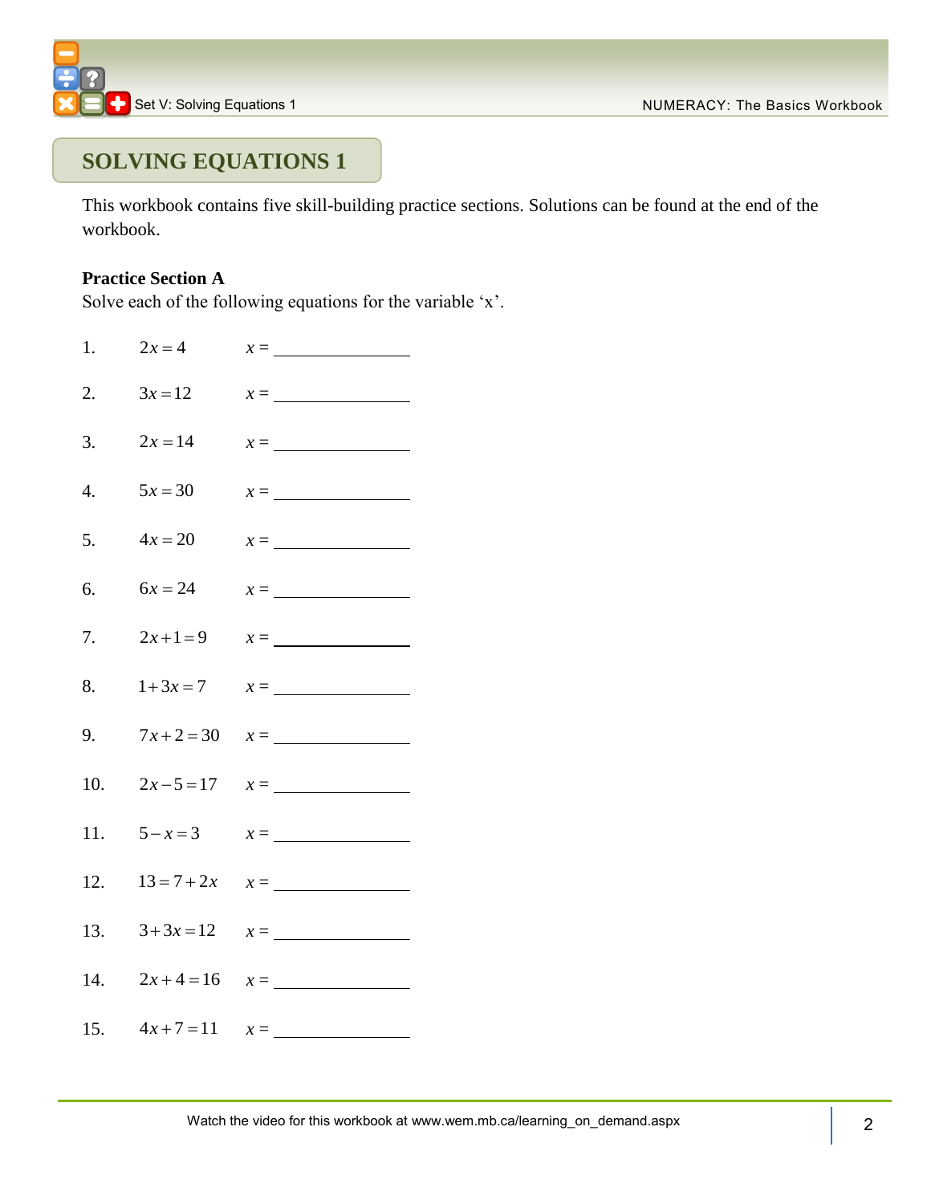# SOLVING EQUATIONS 1

This workbook contains five skill-building practice sections. Solutions can be found at the end of the workbook.

**Practice Section A**

Solve each of the following equations for the variable 'x'.

1. $2x = 4$ $\quad x =$ ______________
2. $3x = 12$ $\quad x =$ ______________
3. $2x = 14$ $\quad x =$ ______________
4. $5x = 30$ $\quad x =$ ______________
5. $4x = 20$ $\quad x =$ ______________
6. $6x = 24$ $\quad x =$ ______________
7. $2x + 1 = 9$ $\quad x =$ ______________
8. $1 + 3x = 7$ $\quad x =$ ______________
9. $7x + 2 = 30$ $\quad x =$ ______________
10. $2x - 5 = 17$ $\quad x =$ ______________
11. $5 - x = 3$ $\quad x =$ ______________
12. $13 = 7 + 2x$ $\quad x =$ ______________
13. $3 + 3x = 12$ $\quad x =$ ______________
14. $2x + 4 = 16$ $\quad x =$ ______________
15. $4x + 7 = 11$ $\quad x =$ ______________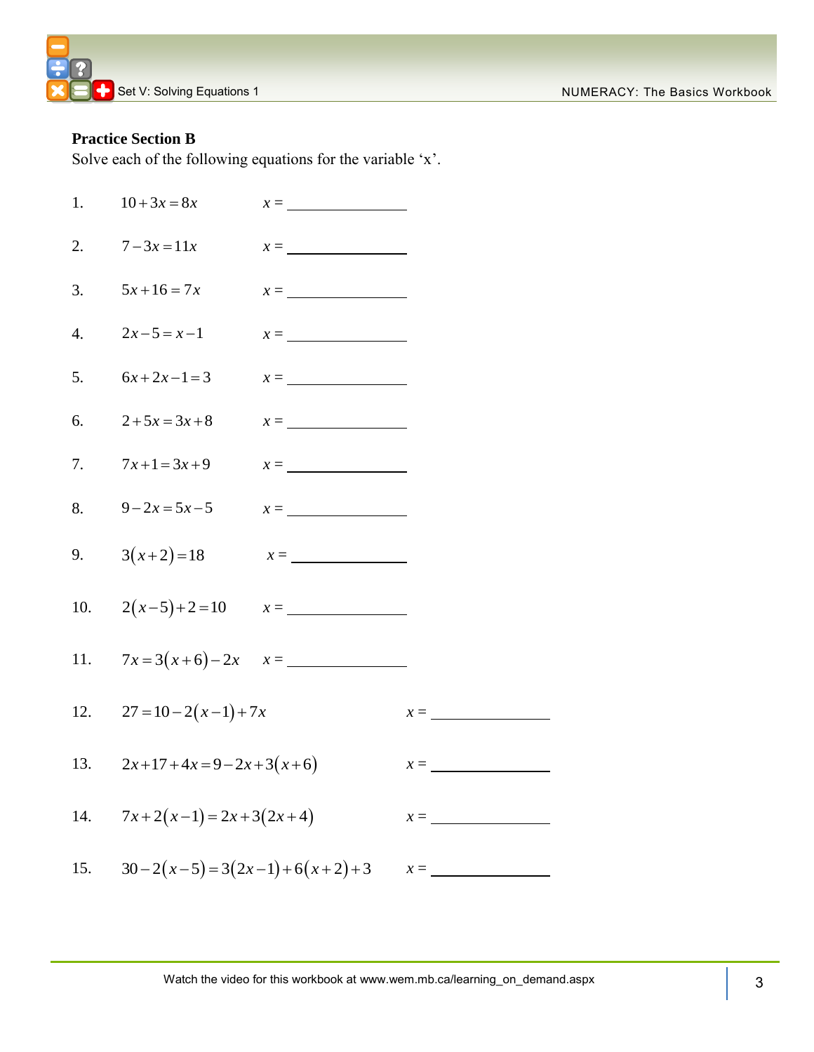**Practice Section B**

Solve each of the following equations for the variable 'x'.

1. $10+3x=8x$ $\quad x =$ ______________

2. $7-3x=11x$ $\quad x =$ ______________

3. $5x+16=7x$ $\quad x =$ ______________

4. $2x-5=x-1$ $\quad x =$ ______________

5. $6x+2x-1=3$ $\quad x =$ ______________

6. $2+5x=3x+8$ $\quad x =$ ______________

7. $7x+1=3x+9$ $\quad x =$ ______________

8. $9-2x=5x-5$ $\quad x =$ ______________

9. $3(x+2)=18$ $\quad x =$ ______________

10. $2(x-5)+2=10$ $\quad x =$ ______________

11. $7x=3(x+6)-2x$ $\quad x =$ ______________

12. $27=10-2(x-1)+7x$ $\quad x =$ ______________

13. $2x+17+4x=9-2x+3(x+6)$ $\quad x =$ ______________

14. $7x+2(x-1)=2x+3(2x+4)$ $\quad x =$ ______________

15. $30-2(x-5)=3(2x-1)+6(x+2)+3$ $\quad x =$ ______________

Watch the video for this workbook at www.wem.mb.ca/learning_on_demand.aspx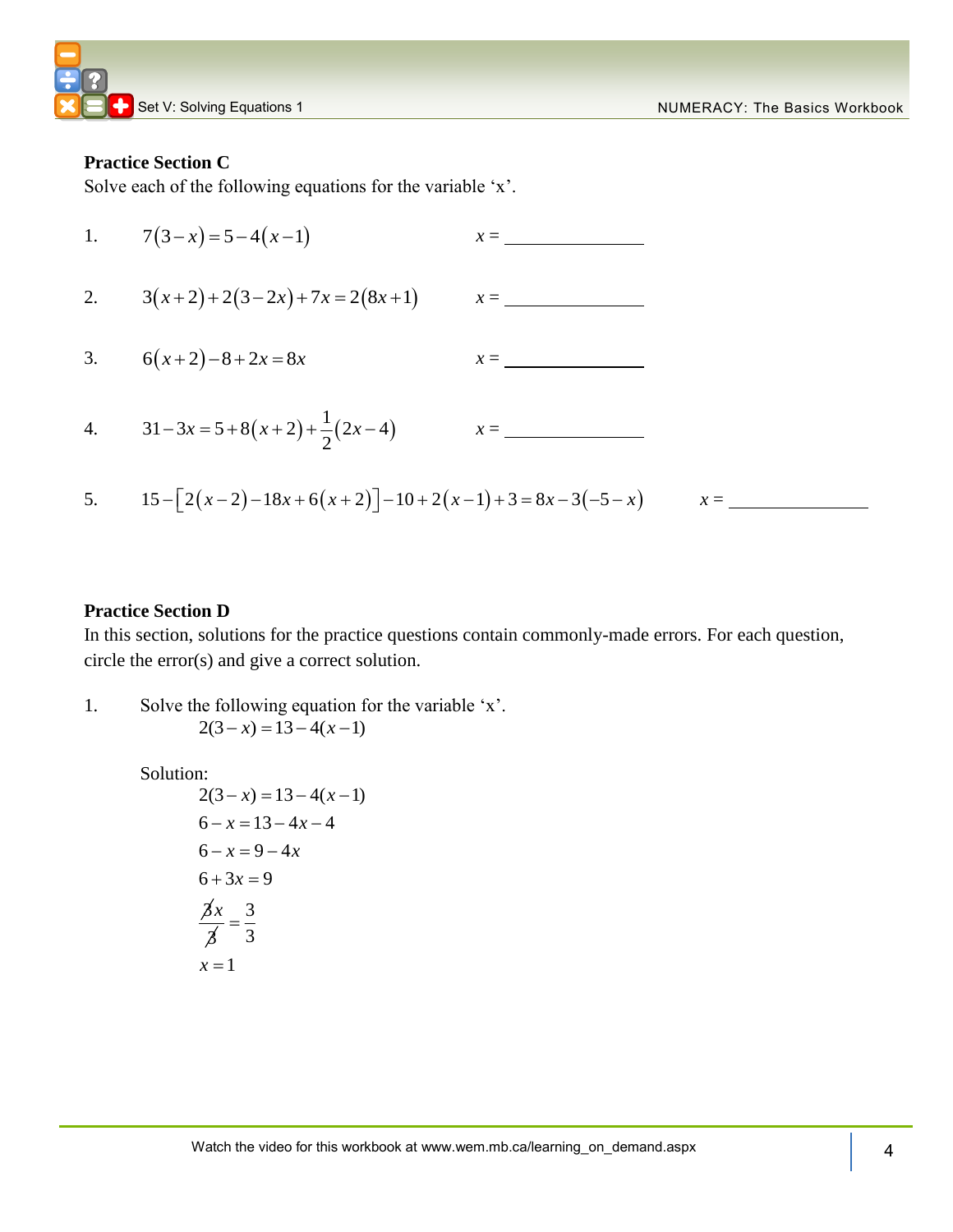**Practice Section C**

Solve each of the following equations for the variable 'x'.

1. $7(3-x)=5-4(x-1)$ $\qquad x =$ ______________

2. $3(x+2)+2(3-2x)+7x=2(8x+1)$ $\qquad x =$ ______________

3. $6(x+2)-8+2x=8x$ $\qquad x =$ ______________

4. $31-3x=5+8(x+2)+\frac{1}{2}(2x-4)$ $\qquad x =$ ______________

5. $15-\left[2(x-2)-18x+6(x+2)\right]-10+2(x-1)+3=8x-3(-5-x)$ $\qquad x =$ ______________

**Practice Section D**

In this section, solutions for the practice questions contain commonly-made errors. For each question, circle the error(s) and give a correct solution.

1. Solve the following equation for the variable 'x'.

$$2(3-x)=13-4(x-1)$$

Solution:

$$2(3-x)=13-4(x-1)$$

$$6-x=13-4x-4$$

$$6-x=9-4x$$

$$6+3x=9$$

$$\frac{\cancel{3}x}{\cancel{3}}=\frac{3}{3}$$

$$x=1$$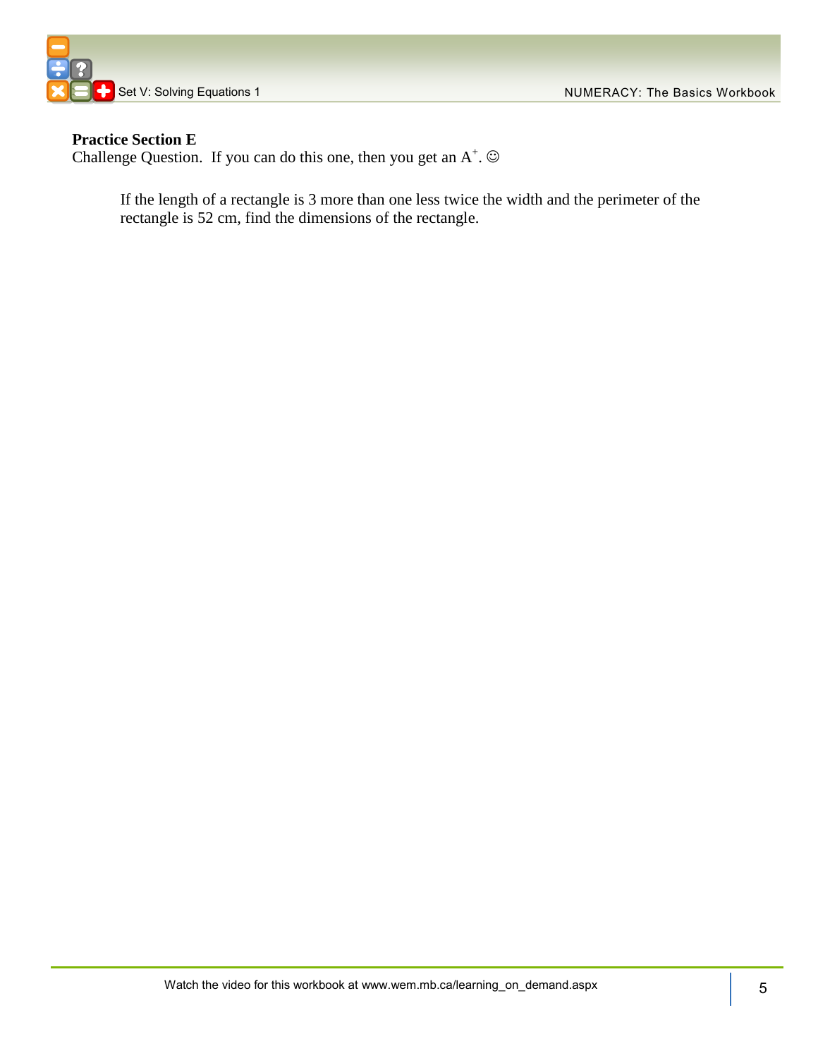**Practice Section E**

Challenge Question. If you can do this one, then you get an $A^+$. ☺

If the length of a rectangle is 3 more than one less twice the width and the perimeter of the rectangle is 52 cm, find the dimensions of the rectangle.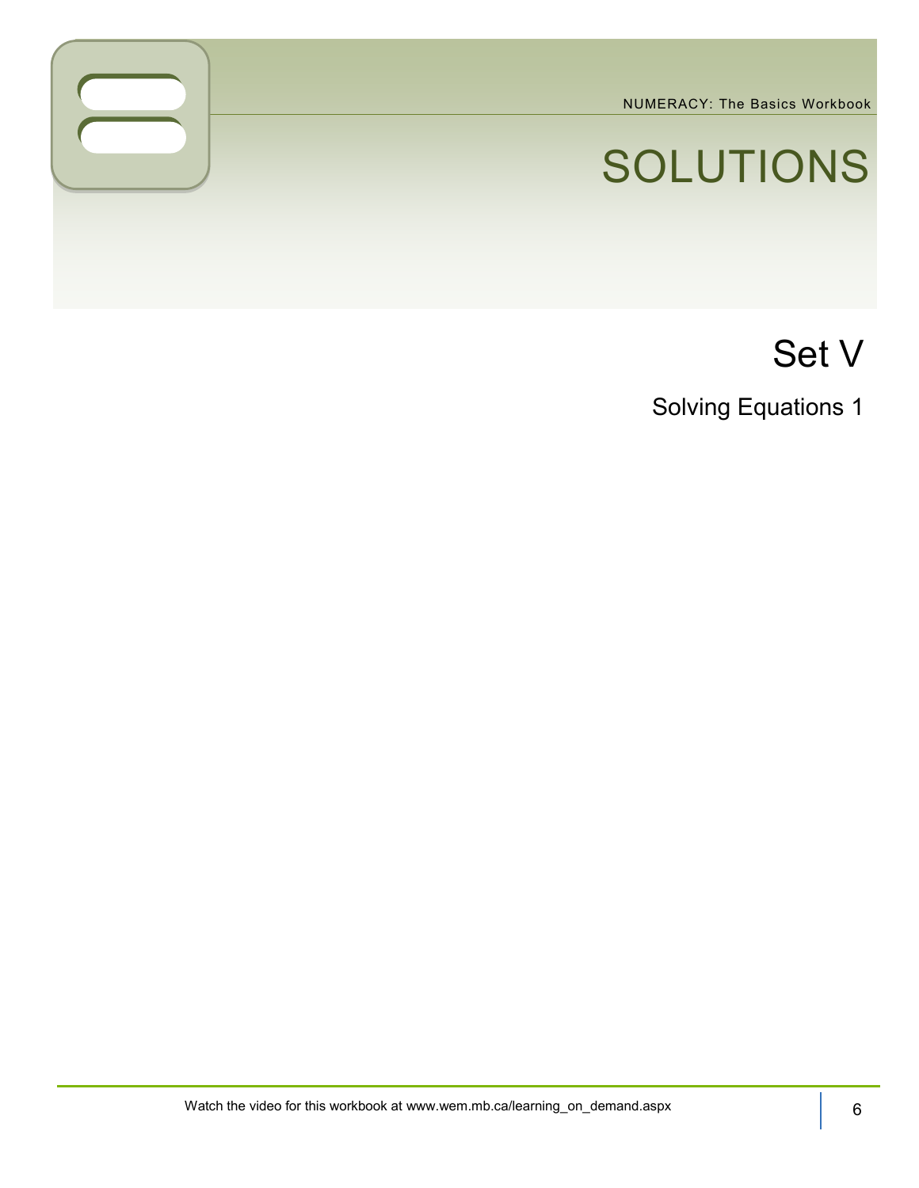# SOLUTIONS

## Set V

### Solving Equations 1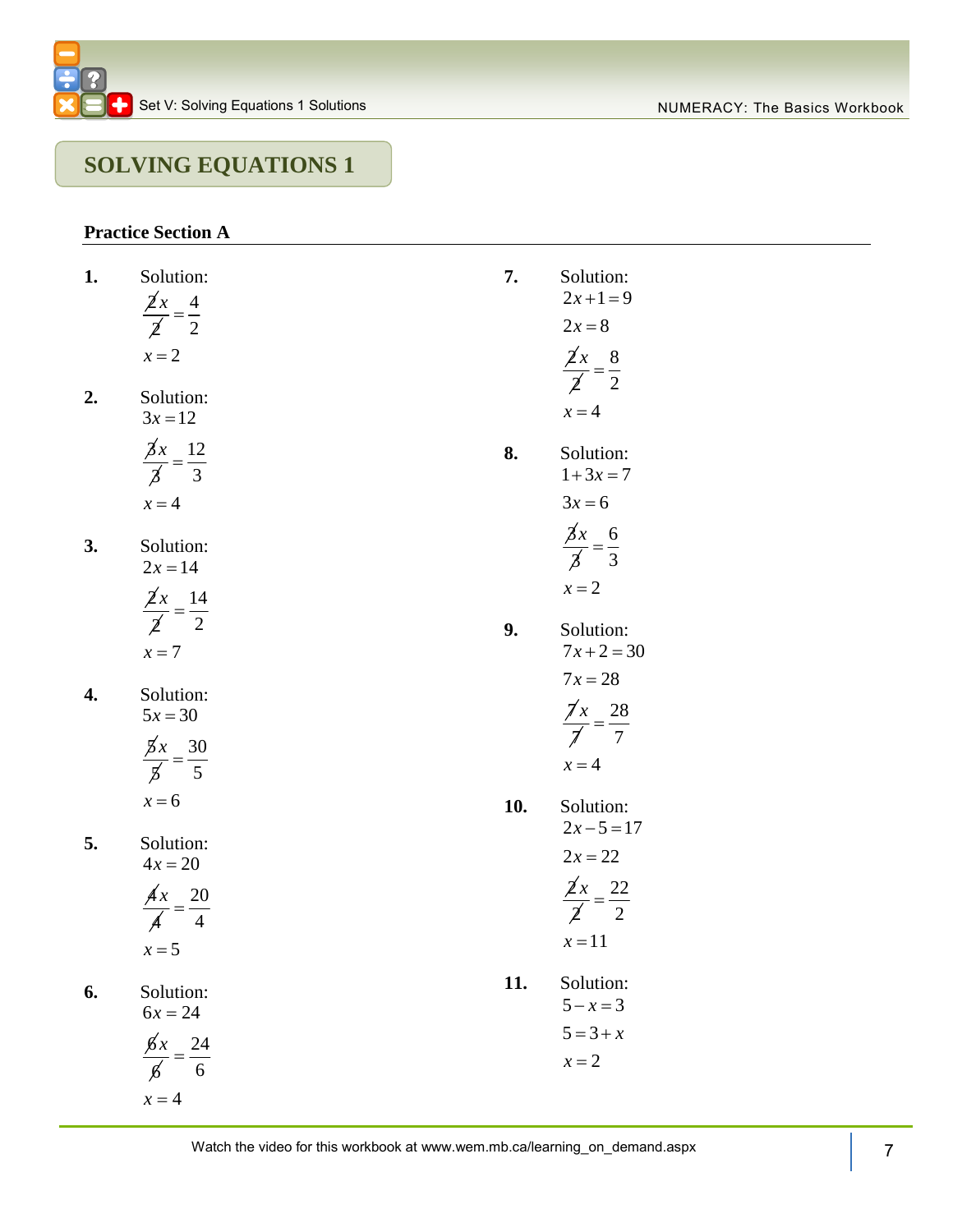# SOLVING EQUATIONS 1

## Practice Section A

**1.** Solution:

$$\frac{\cancel{2}x}{\cancel{2}} = \frac{4}{2}$$

$$x = 2$$

**2.** Solution:

$$3x = 12$$

$$\frac{\cancel{3}x}{\cancel{3}} = \frac{12}{3}$$

$$x = 4$$

**3.** Solution:

$$2x = 14$$

$$\frac{\cancel{2}x}{\cancel{2}} = \frac{14}{2}$$

$$x = 7$$

**4.** Solution:

$$5x = 30$$

$$\frac{\cancel{5}x}{\cancel{5}} = \frac{30}{5}$$

$$x = 6$$

**5.** Solution:

$$4x = 20$$

$$\frac{\cancel{4}x}{\cancel{4}} = \frac{20}{4}$$

$$x = 5$$

**6.** Solution:

$$6x = 24$$

$$\frac{\cancel{6}x}{\cancel{6}} = \frac{24}{6}$$

$$x = 4$$

**7.** Solution:

$$2x + 1 = 9$$

$$2x = 8$$

$$\frac{\cancel{2}x}{\cancel{2}} = \frac{8}{2}$$

$$x = 4$$

**8.** Solution:

$$1 + 3x = 7$$

$$3x = 6$$

$$\frac{\cancel{3}x}{\cancel{3}} = \frac{6}{3}$$

$$x = 2$$

**9.** Solution:

$$7x + 2 = 30$$

$$7x = 28$$

$$\frac{\cancel{7}x}{\cancel{7}} = \frac{28}{7}$$

$$x = 4$$

**10.** Solution:

$$2x - 5 = 17$$

$$2x = 22$$

$$\frac{\cancel{2}x}{\cancel{2}} = \frac{22}{2}$$

$$x = 11$$

**11.** Solution:

$$5 - x = 3$$

$$5 = 3 + x$$

$$x = 2$$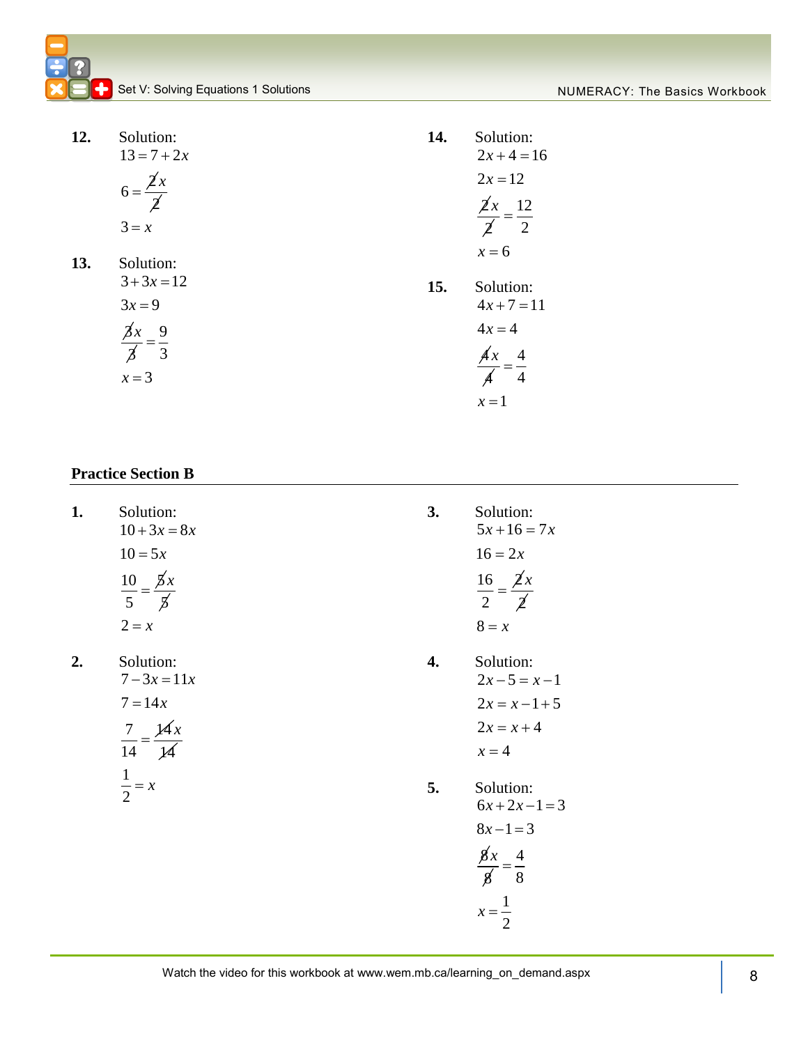**12.** Solution:

$$13 = 7 + 2x$$
$$6 = \frac{\cancel{2}x}{\cancel{2}}$$
$$3 = x$$

**13.** Solution:

$$3 + 3x = 12$$
$$3x = 9$$
$$\frac{\cancel{3}x}{\cancel{3}} = \frac{9}{3}$$
$$x = 3$$

**14.** Solution:

$$2x + 4 = 16$$
$$2x = 12$$
$$\frac{\cancel{2}x}{\cancel{2}} = \frac{12}{2}$$
$$x = 6$$

**15.** Solution:

$$4x + 7 = 11$$
$$4x = 4$$
$$\frac{\cancel{4}x}{\cancel{4}} = \frac{4}{4}$$
$$x = 1$$

## Practice Section B

**1.** Solution:

$$10 + 3x = 8x$$
$$10 = 5x$$
$$\frac{10}{5} = \frac{\cancel{5}x}{\cancel{5}}$$
$$2 = x$$

**2.** Solution:

$$7 - 3x = 11x$$
$$7 = 14x$$
$$\frac{7}{14} = \frac{\cancel{14}x}{\cancel{14}}$$
$$\frac{1}{2} = x$$

**3.** Solution:

$$5x + 16 = 7x$$
$$16 = 2x$$
$$\frac{16}{2} = \frac{\cancel{2}x}{\cancel{2}}$$
$$8 = x$$

**4.** Solution:

$$2x - 5 = x - 1$$
$$2x = x - 1 + 5$$
$$2x = x + 4$$
$$x = 4$$

**5.** Solution:

$$6x + 2x - 1 = 3$$
$$8x - 1 = 3$$
$$\frac{\cancel{8}x}{\cancel{8}} = \frac{4}{8}$$
$$x = \frac{1}{2}$$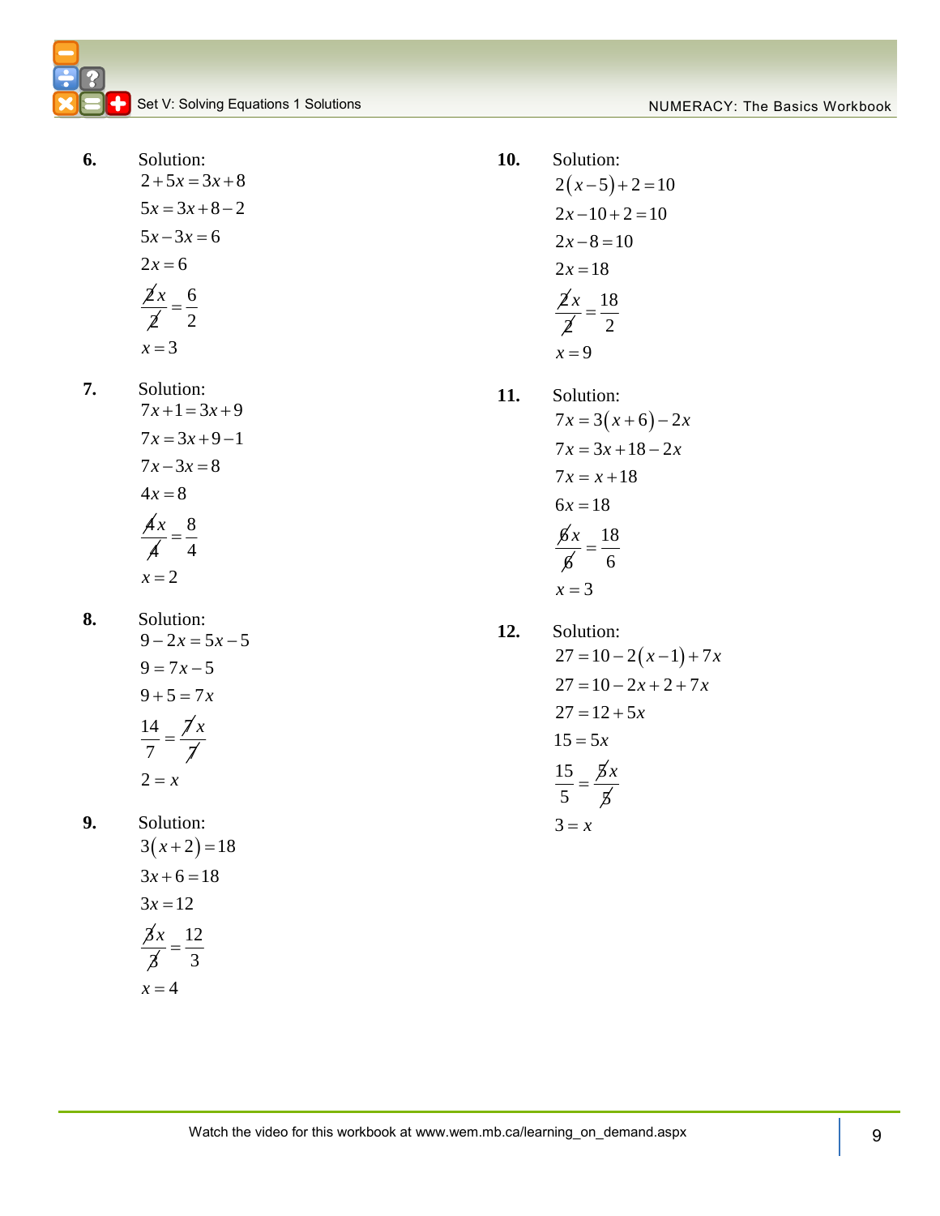**6.** Solution:

$$2+5x=3x+8$$
$$5x=3x+8-2$$
$$5x-3x=6$$
$$2x=6$$
$$\frac{2x}{2}=\frac{6}{2}$$
$$x=3$$

**7.** Solution:

$$7x+1=3x+9$$
$$7x=3x+9-1$$
$$7x-3x=8$$
$$4x=8$$
$$\frac{4x}{4}=\frac{8}{4}$$
$$x=2$$

**8.** Solution:

$$9-2x=5x-5$$
$$9=7x-5$$
$$9+5=7x$$
$$\frac{14}{7}=\frac{7x}{7}$$
$$2=x$$

**9.** Solution:

$$3(x+2)=18$$
$$3x+6=18$$
$$3x=12$$
$$\frac{3x}{3}=\frac{12}{3}$$
$$x=4$$

**10.** Solution:

$$2(x-5)+2=10$$
$$2x-10+2=10$$
$$2x-8=10$$
$$2x=18$$
$$\frac{2x}{2}=\frac{18}{2}$$
$$x=9$$

**11.** Solution:

$$7x=3(x+6)-2x$$
$$7x=3x+18-2x$$
$$7x=x+18$$
$$6x=18$$
$$\frac{6x}{6}=\frac{18}{6}$$
$$x=3$$

**12.** Solution:

$$27=10-2(x-1)+7x$$
$$27=10-2x+2+7x$$
$$27=12+5x$$
$$15=5x$$
$$\frac{15}{5}=\frac{5x}{5}$$
$$3=x$$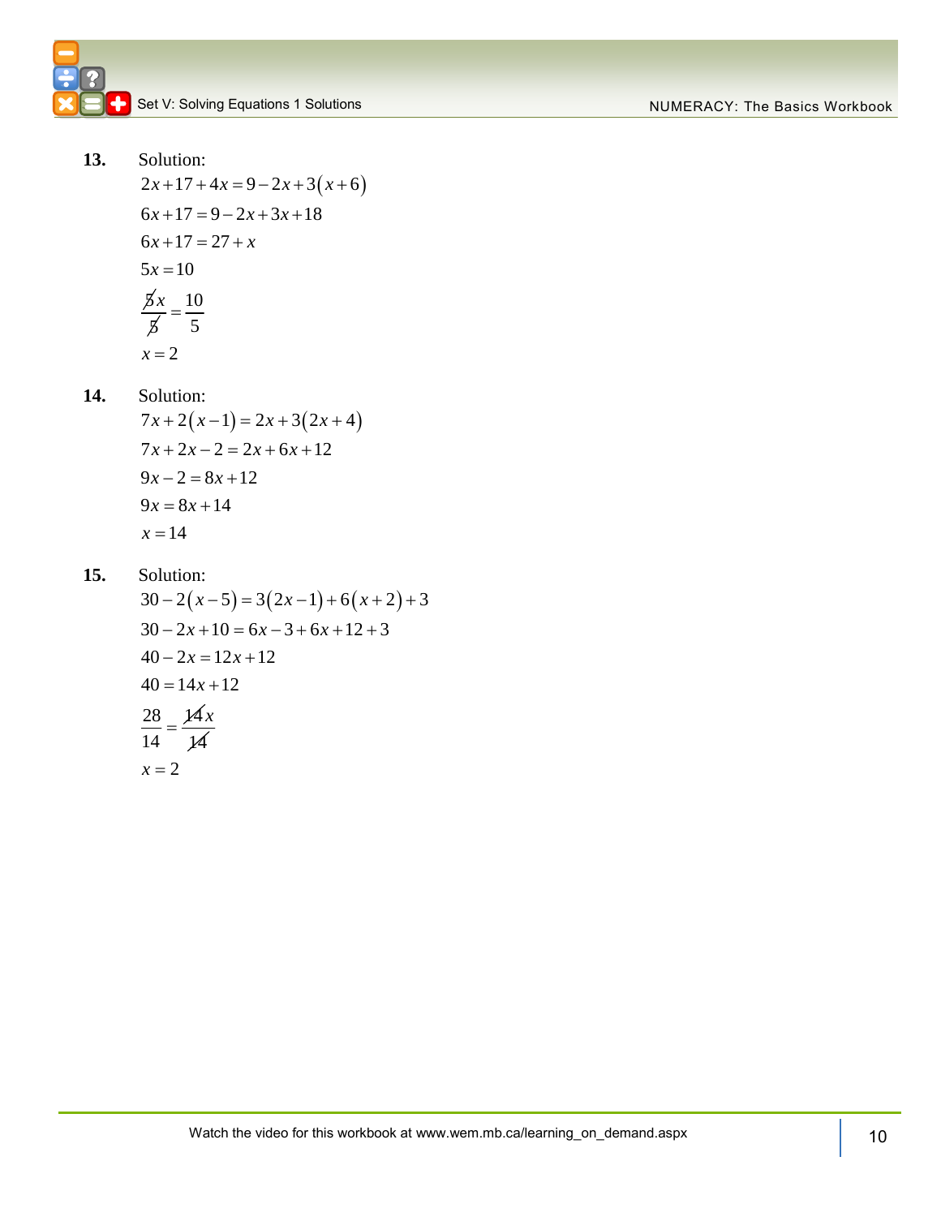**13.** Solution:

$$2x + 17 + 4x = 9 - 2x + 3(x + 6)$$
$$6x + 17 = 9 - 2x + 3x + 18$$
$$6x + 17 = 27 + x$$
$$5x = 10$$
$$\frac{\cancel{5}x}{\cancel{5}} = \frac{10}{5}$$
$$x = 2$$

**14.** Solution:

$$7x + 2(x - 1) = 2x + 3(2x + 4)$$
$$7x + 2x - 2 = 2x + 6x + 12$$
$$9x - 2 = 8x + 12$$
$$9x = 8x + 14$$
$$x = 14$$

**15.** Solution:

$$30 - 2(x - 5) = 3(2x - 1) + 6(x + 2) + 3$$
$$30 - 2x + 10 = 6x - 3 + 6x + 12 + 3$$
$$40 - 2x = 12x + 12$$
$$40 = 14x + 12$$
$$\frac{28}{14} = \frac{\cancel{14}x}{\cancel{14}}$$
$$x = 2$$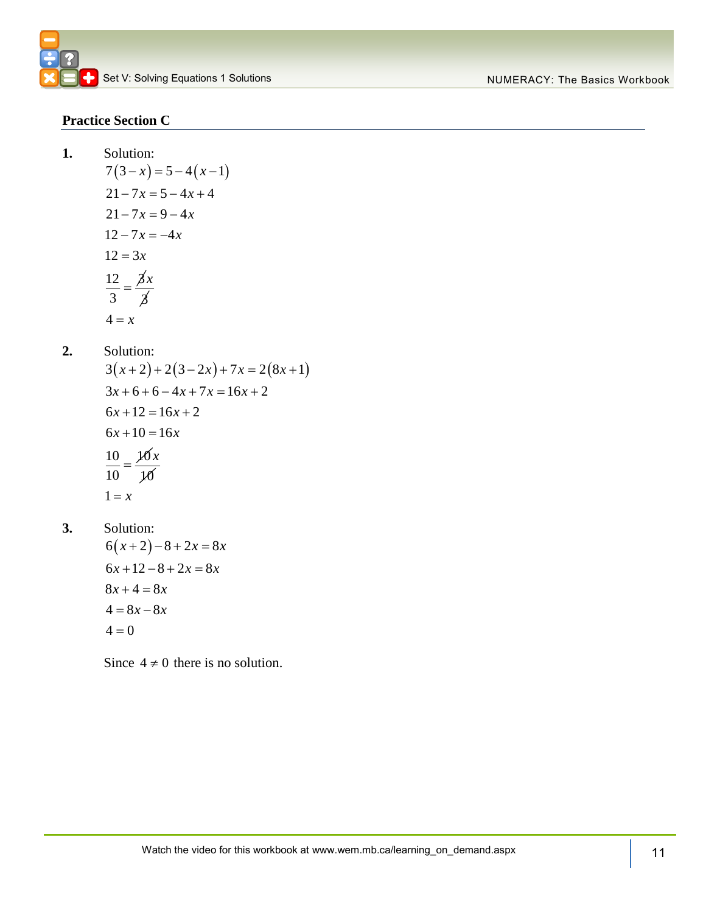## Practice Section C

**1.** Solution:

$$7(3-x)=5-4(x-1)$$
$$21-7x=5-4x+4$$
$$21-7x=9-4x$$
$$12-7x=-4x$$
$$12=3x$$
$$\frac{12}{3}=\frac{\cancel{3}x}{\cancel{3}}$$
$$4=x$$

**2.** Solution:

$$3(x+2)+2(3-2x)+7x=2(8x+1)$$
$$3x+6+6-4x+7x=16x+2$$
$$6x+12=16x+2$$
$$6x+10=16x$$
$$\frac{10}{10}=\frac{\cancel{10}x}{\cancel{10}}$$
$$1=x$$

**3.** Solution:

$$6(x+2)-8+2x=8x$$
$$6x+12-8+2x=8x$$
$$8x+4=8x$$
$$4=8x-8x$$
$$4=0$$

Since $4 \neq 0$ there is no solution.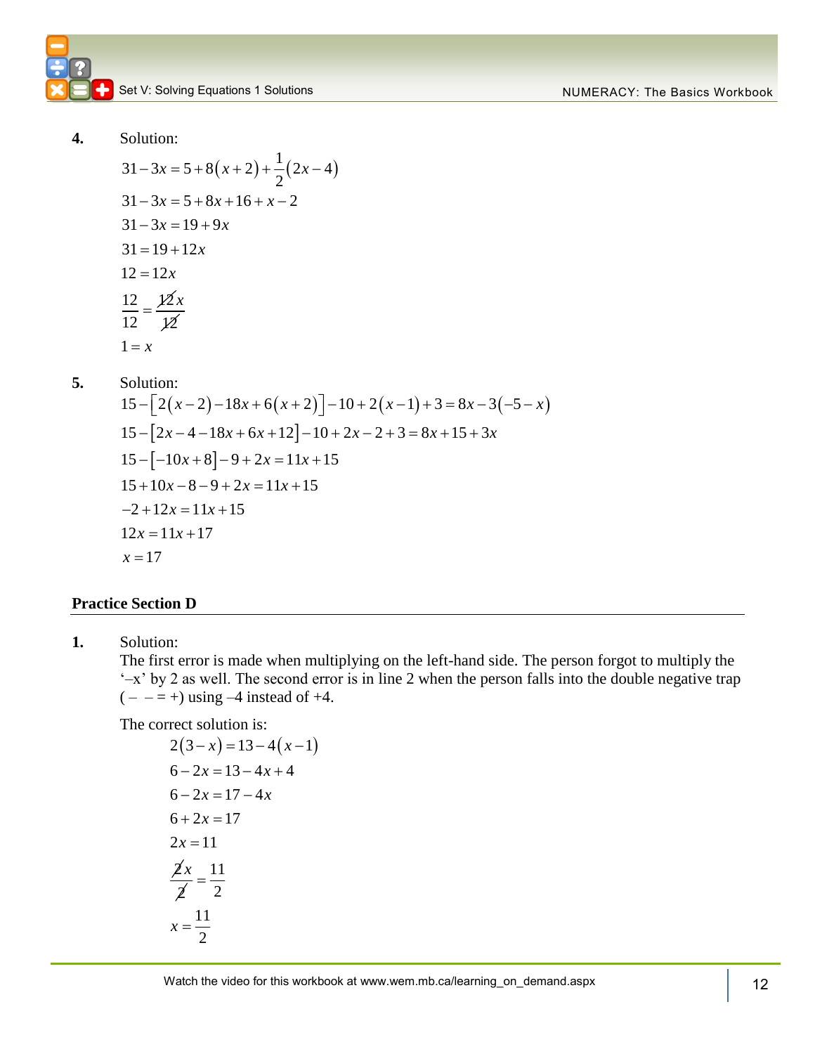**4.** Solution:

$$31-3x=5+8(x+2)+\frac{1}{2}(2x-4)$$
$$31-3x=5+8x+16+x-2$$
$$31-3x=19+9x$$
$$31=19+12x$$
$$12=12x$$
$$\frac{12}{12}=\frac{\cancel{12}x}{\cancel{12}}$$
$$1=x$$

**5.** Solution:

$$15-\left[2(x-2)-18x+6(x+2)\right]-10+2(x-1)+3=8x-3(-5-x)$$
$$15-\left[2x-4-18x+6x+12\right]-10+2x-2+3=8x+15+3x$$
$$15-\left[-10x+8\right]-9+2x=11x+15$$
$$15+10x-8-9+2x=11x+15$$
$$-2+12x=11x+15$$
$$12x=11x+17$$
$$x=17$$

## Practice Section D

**1.** Solution:

The first error is made when multiplying on the left-hand side. The person forgot to multiply the '–x' by 2 as well. The second error is in line 2 when the person falls into the double negative trap (– – = +) using –4 instead of +4.

The correct solution is:

$$2(3-x)=13-4(x-1)$$
$$6-2x=13-4x+4$$
$$6-2x=17-4x$$
$$6+2x=17$$
$$2x=11$$
$$\frac{\cancel{2}x}{\cancel{2}}=\frac{11}{2}$$
$$x=\frac{11}{2}$$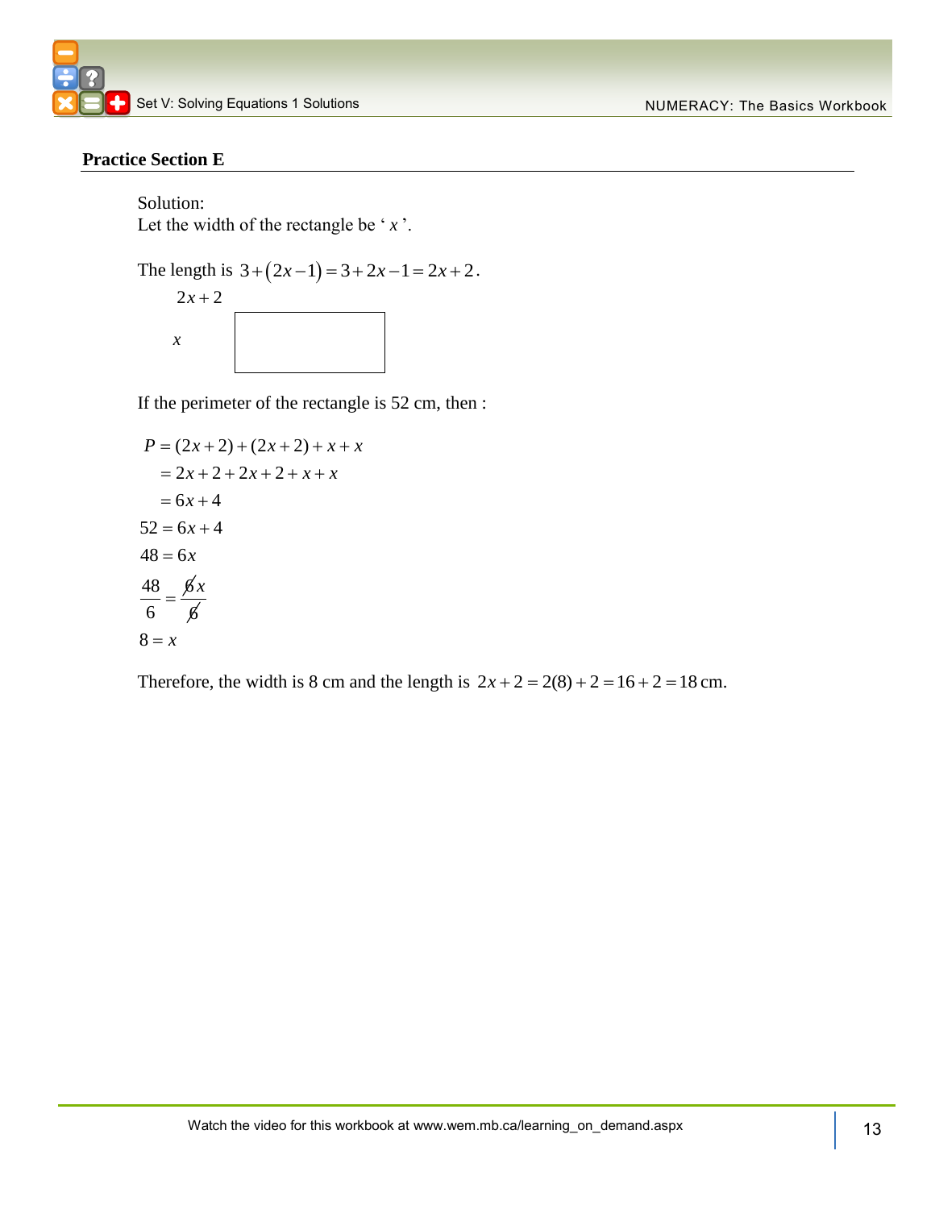### Practice Section E

Solution:
Let the width of the rectangle be '$x$'.

The length is $3+(2x-1)=3+2x-1=2x+2$.

$2x+2$

$x$

If the perimeter of the rectangle is 52 cm, then :

$$
\begin{aligned}
P &= (2x+2)+(2x+2)+x+x \\
&= 2x+2+2x+2+x+x \\
&= 6x+4 \\
52 &= 6x+4 \\
48 &= 6x \\
\frac{48}{6} &= \frac{\cancel{6}x}{\cancel{6}} \\
8 &= x
\end{aligned}
$$

Therefore, the width is 8 cm and the length is $2x+2=2(8)+2=16+2=18$ cm.